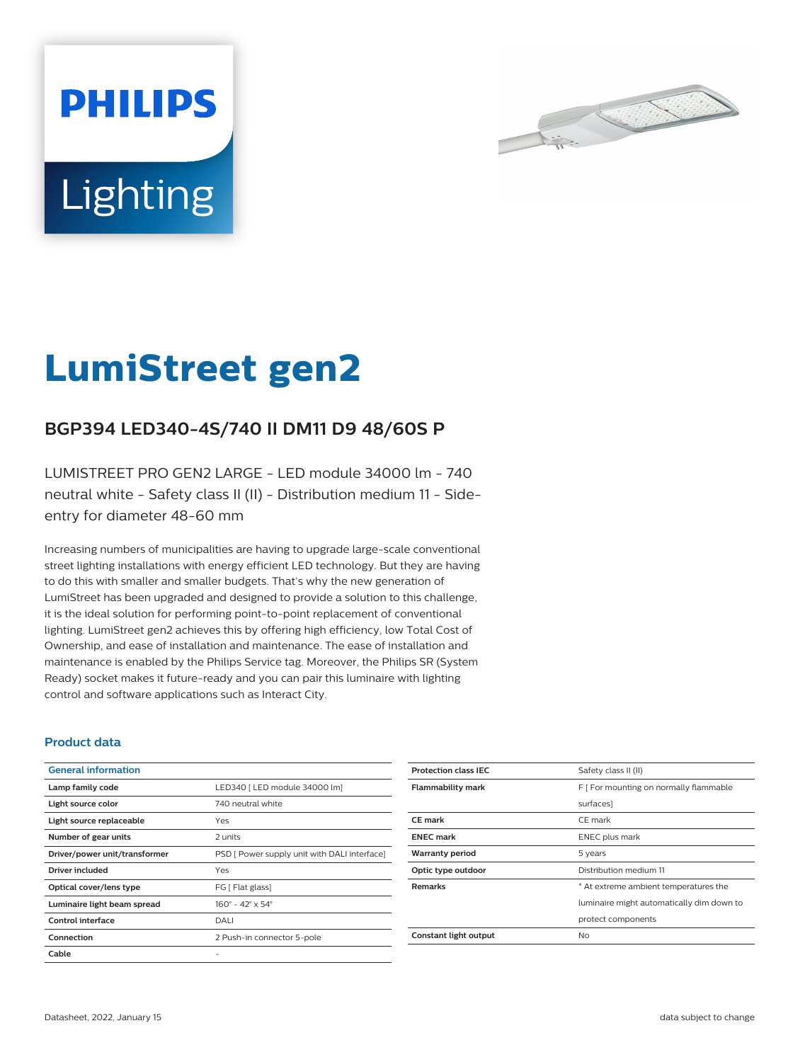# LumiStreet gen2

## BGP394 LED340-4S/740 II DM11 D9 48/60S P

LUMISTREET PRO GEN2 LARGE - LED module 34000 lm - 740 neutral white - Safety class II (II) - Distribution medium 11 - Side-entry for diameter 48-60 mm

Increasing numbers of municipalities are having to upgrade large-scale conventional street lighting installations with energy efficient LED technology. But they are having to do this with smaller and smaller budgets. That's why the new generation of LumiStreet has been upgraded and designed to provide a solution to this challenge, it is the ideal solution for performing point-to-point replacement of conventional lighting. LumiStreet gen2 achieves this by offering high efficiency, low Total Cost of Ownership, and ease of installation and maintenance. The ease of installation and maintenance is enabled by the Philips Service tag. Moreover, the Philips SR (System Ready) socket makes it future-ready and you can pair this luminaire with lighting control and software applications such as Interact City.

### Product data

| General information | |
|---|---|
| **Lamp family code** | LED340 [ LED module 34000 lm] |
| **Light source color** | 740 neutral white |
| **Light source replaceable** | Yes |
| **Number of gear units** | 2 units |
| **Driver/power unit/transformer** | PSD [ Power supply unit with DALI interface] |
| **Driver included** | Yes |
| **Optical cover/lens type** | FG [ Flat glass] |
| **Luminaire light beam spread** | 160° - 42° x 54° |
| **Control interface** | DALI |
| **Connection** | 2 Push-in connector 5-pole |
| **Cable** | - |
| **Protection class IEC** | Safety class II (II) |
| **Flammability mark** | F [ For mounting on normally flammable surfaces] |
| **CE mark** | CE mark |
| **ENEC mark** | ENEC plus mark |
| **Warranty period** | 5 years |
| **Optic type outdoor** | Distribution medium 11 |
| **Remarks** | * At extreme ambient temperatures the luminaire might automatically dim down to protect components |
| **Constant light output** | No |

Datasheet, 2022, January 15

data subject to change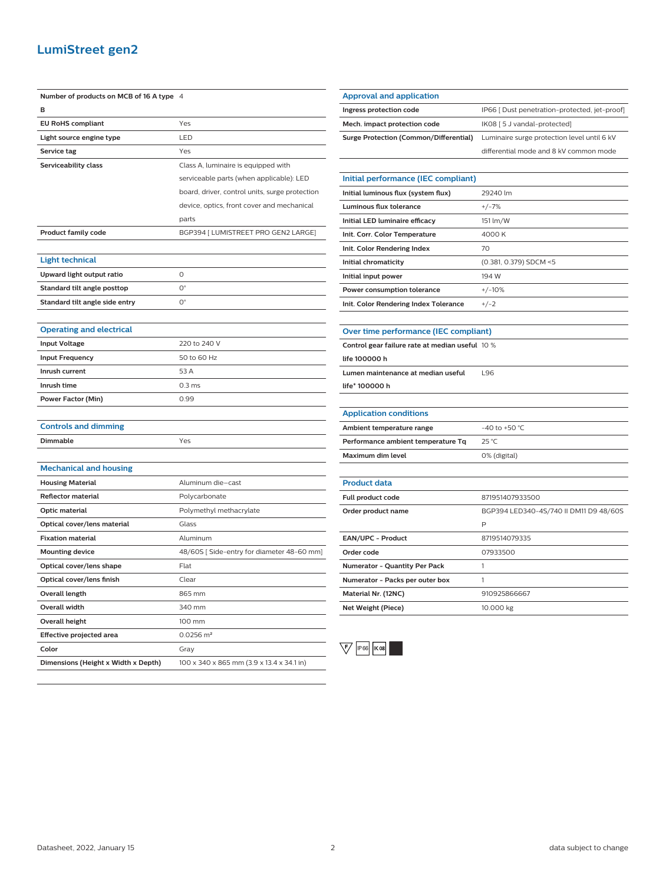## LumiStreet gen2

| | |
|---|---|
| **Number of products on MCB of 16 A type B** | 4 |
| **EU RoHS compliant** | Yes |
| **Light source engine type** | LED |
| **Service tag** | Yes |
| **Serviceability class** | Class A, luminaire is equipped with serviceable parts (when applicable): LED board, driver, control units, surge protection device, optics, front cover and mechanical parts |
| **Product family code** | BGP394 [ LUMISTREET PRO GEN2 LARGE] |

### Light technical

| | |
|---|---|
| **Upward light output ratio** | 0 |
| **Standard tilt angle posttop** | 0° |
| **Standard tilt angle side entry** | 0° |

### Operating and electrical

| | |
|---|---|
| **Input Voltage** | 220 to 240 V |
| **Input Frequency** | 50 to 60 Hz |
| **Inrush current** | 53 A |
| **Inrush time** | 0.3 ms |
| **Power Factor (Min)** | 0.99 |

### Controls and dimming

| | |
|---|---|
| **Dimmable** | Yes |

### Mechanical and housing

| | |
|---|---|
| **Housing Material** | Aluminum die-cast |
| **Reflector material** | Polycarbonate |
| **Optic material** | Polymethyl methacrylate |
| **Optical cover/lens material** | Glass |
| **Fixation material** | Aluminum |
| **Mounting device** | 48/60S [ Side-entry for diameter 48-60 mm] |
| **Optical cover/lens shape** | Flat |
| **Optical cover/lens finish** | Clear |
| **Overall length** | 865 mm |
| **Overall width** | 340 mm |
| **Overall height** | 100 mm |
| **Effective projected area** | 0.0256 m² |
| **Color** | Gray |
| **Dimensions (Height x Width x Depth)** | 100 x 340 x 865 mm (3.9 x 13.4 x 34.1 in) |

### Approval and application

| | |
|---|---|
| **Ingress protection code** | IP66 [ Dust penetration-protected, jet-proof] |
| **Mech. impact protection code** | IK08 [ 5 J vandal-protected] |
| **Surge Protection (Common/Differential)** | Luminaire surge protection level until 6 kV differential mode and 8 kV common mode |

### Initial performance (IEC compliant)

| | |
|---|---|
| **Initial luminous flux (system flux)** | 29240 lm |
| **Luminous flux tolerance** | +/-7% |
| **Initial LED luminaire efficacy** | 151 lm/W |
| **Init. Corr. Color Temperature** | 4000 K |
| **Init. Color Rendering Index** | 70 |
| **Initial chromaticity** | (0.381, 0.379) SDCM <5 |
| **Initial input power** | 194 W |
| **Power consumption tolerance** | +/-10% |
| **Init. Color Rendering Index Tolerance** | +/-2 |

### Over time performance (IEC compliant)

| | |
|---|---|
| **Control gear failure rate at median useful life 100000 h** | 10 % |
| **Lumen maintenance at median useful life* 100000 h** | L96 |

### Application conditions

| | |
|---|---|
| **Ambient temperature range** | -40 to +50 °C |
| **Performance ambient temperature Tq** | 25 °C |
| **Maximum dim level** | 0% (digital) |

### Product data

| | |
|---|---|
| **Full product code** | 871951407933500 |
| **Order product name** | BGP394 LED340-4S/740 II DM11 D9 48/60S P |
| **EAN/UPC - Product** | 8719514079335 |
| **Order code** | 07933500 |
| **Numerator - Quantity Per Pack** | 1 |
| **Numerator - Packs per outer box** | 1 |
| **Material Nr. (12NC)** | 910925866667 |
| **Net Weight (Piece)** | 10.000 kg |

F IP66 IK08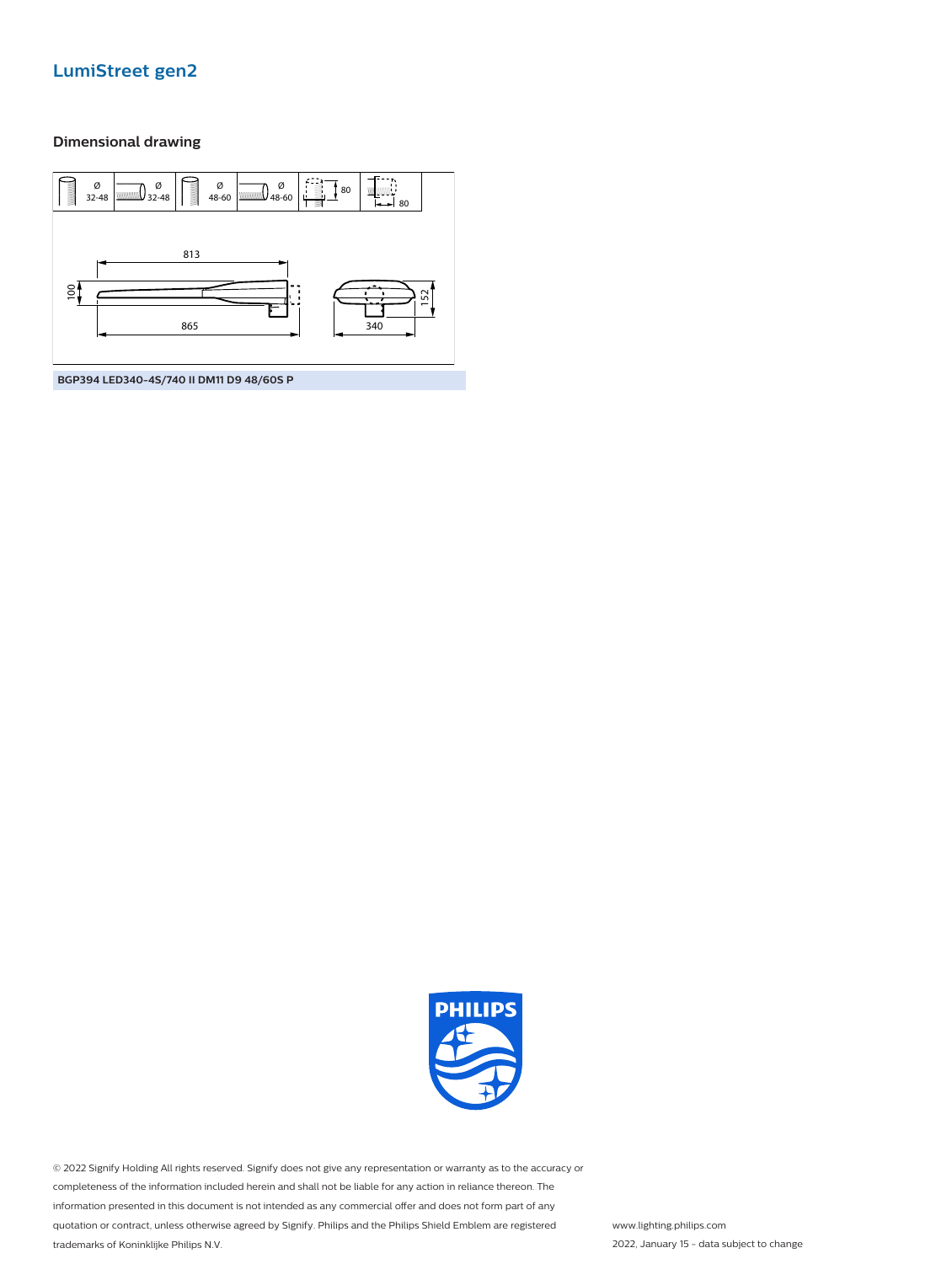## LumiStreet gen2

### Dimensional drawing

Ø 32-48
Ø 32-48
Ø 48-60
Ø 48-60
80
80

813
100
865
340
152

**BGP394 LED340-4S/740 II DM11 D9 48/60S P**

PHILIPS

© 2022 Signify Holding All rights reserved. Signify does not give any representation or warranty as to the accuracy or completeness of the information included herein and shall not be liable for any action in reliance thereon. The information presented in this document is not intended as any commercial offer and does not form part of any quotation or contract, unless otherwise agreed by Signify. Philips and the Philips Shield Emblem are registered trademarks of Koninklijke Philips N.V.

www.lighting.philips.com
2022, January 15 - data subject to change